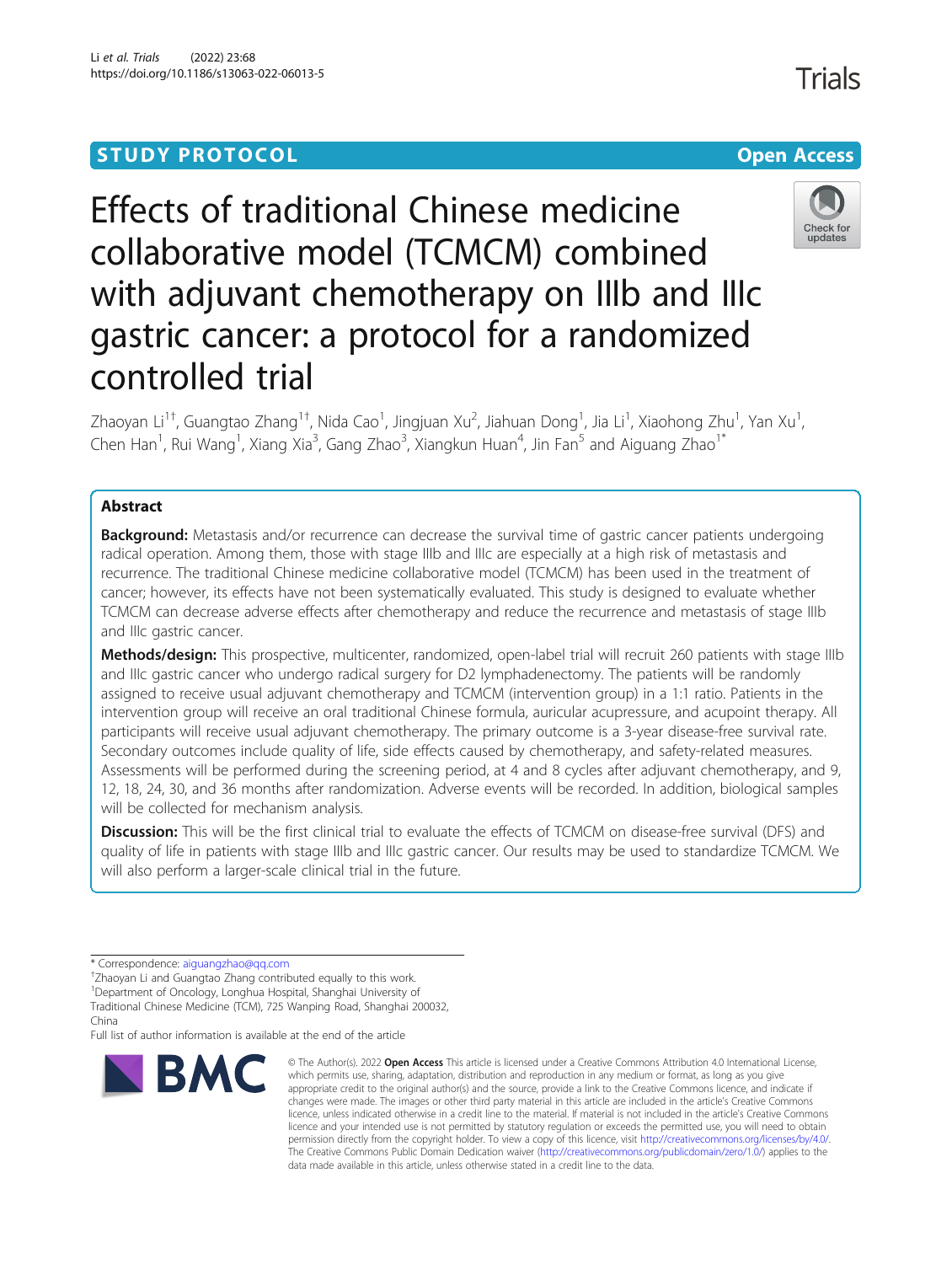STUDY PROTOCOL Open Access

# Effects of traditional Chinese medicine collaborative model (TCMCM) combined with adjuvant chemotherapy on IIIb and IIIc gastric cancer: a protocol for a randomized controlled trial

Zhaoyan Li[1†], Guangtao Zhang[1†], Nida Cao[1], Jingjuan Xu[2], Jiahuan Dong[1], Jia Li[1], Xiaohong Zhu[1], Yan Xu[1], Chen Han[1], Rui Wang[1], Xiang Xia[3], Gang Zhao[3], Xiangkun Huan[4], Jin Fan[5] and Aiguang Zhao[1*]

## Abstract

**Background:** Metastasis and/or recurrence can decrease the survival time of gastric cancer patients undergoing radical operation. Among them, those with stage IIIb and IIIc are especially at a high risk of metastasis and recurrence. The traditional Chinese medicine collaborative model (TCMCM) has been used in the treatment of cancer; however, its effects have not been systematically evaluated. This study is designed to evaluate whether TCMCM can decrease adverse effects after chemotherapy and reduce the recurrence and metastasis of stage IIIb and IIIc gastric cancer.

**Methods/design:** This prospective, multicenter, randomized, open-label trial will recruit 260 patients with stage IIIb and IIIc gastric cancer who undergo radical surgery for D2 lymphadenectomy. The patients will be randomly assigned to receive usual adjuvant chemotherapy and TCMCM (intervention group) in a 1:1 ratio. Patients in the intervention group will receive an oral traditional Chinese formula, auricular acupressure, and acupoint therapy. All participants will receive usual adjuvant chemotherapy. The primary outcome is a 3-year disease-free survival rate. Secondary outcomes include quality of life, side effects caused by chemotherapy, and safety-related measures. Assessments will be performed during the screening period, at 4 and 8 cycles after adjuvant chemotherapy, and 9, 12, 18, 24, 30, and 36 months after randomization. Adverse events will be recorded. In addition, biological samples will be collected for mechanism analysis.

**Discussion:** This will be the first clinical trial to evaluate the effects of TCMCM on disease-free survival (DFS) and quality of life in patients with stage IIIb and IIIc gastric cancer. Our results may be used to standardize TCMCM. We will also perform a larger-scale clinical trial in the future.

* Correspondence: aiguangzhao@qq.com
†Zhaoyan Li and Guangtao Zhang contributed equally to this work.
[1]Department of Oncology, Longhua Hospital, Shanghai University of Traditional Chinese Medicine (TCM), 725 Wanping Road, Shanghai 200032, China
Full list of author information is available at the end of the article

© The Author(s). 2022 **Open Access** This article is licensed under a Creative Commons Attribution 4.0 International License, which permits use, sharing, adaptation, distribution and reproduction in any medium or format, as long as you give appropriate credit to the original author(s) and the source, provide a link to the Creative Commons licence, and indicate if changes were made. The images or other third party material in this article are included in the article's Creative Commons licence, unless indicated otherwise in a credit line to the material. If material is not included in the article's Creative Commons licence and your intended use is not permitted by statutory regulation or exceeds the permitted use, you will need to obtain permission directly from the copyright holder. To view a copy of this licence, visit http://creativecommons.org/licenses/by/4.0/. The Creative Commons Public Domain Dedication waiver (http://creativecommons.org/publicdomain/zero/1.0/) applies to the data made available in this article, unless otherwise stated in a credit line to the data.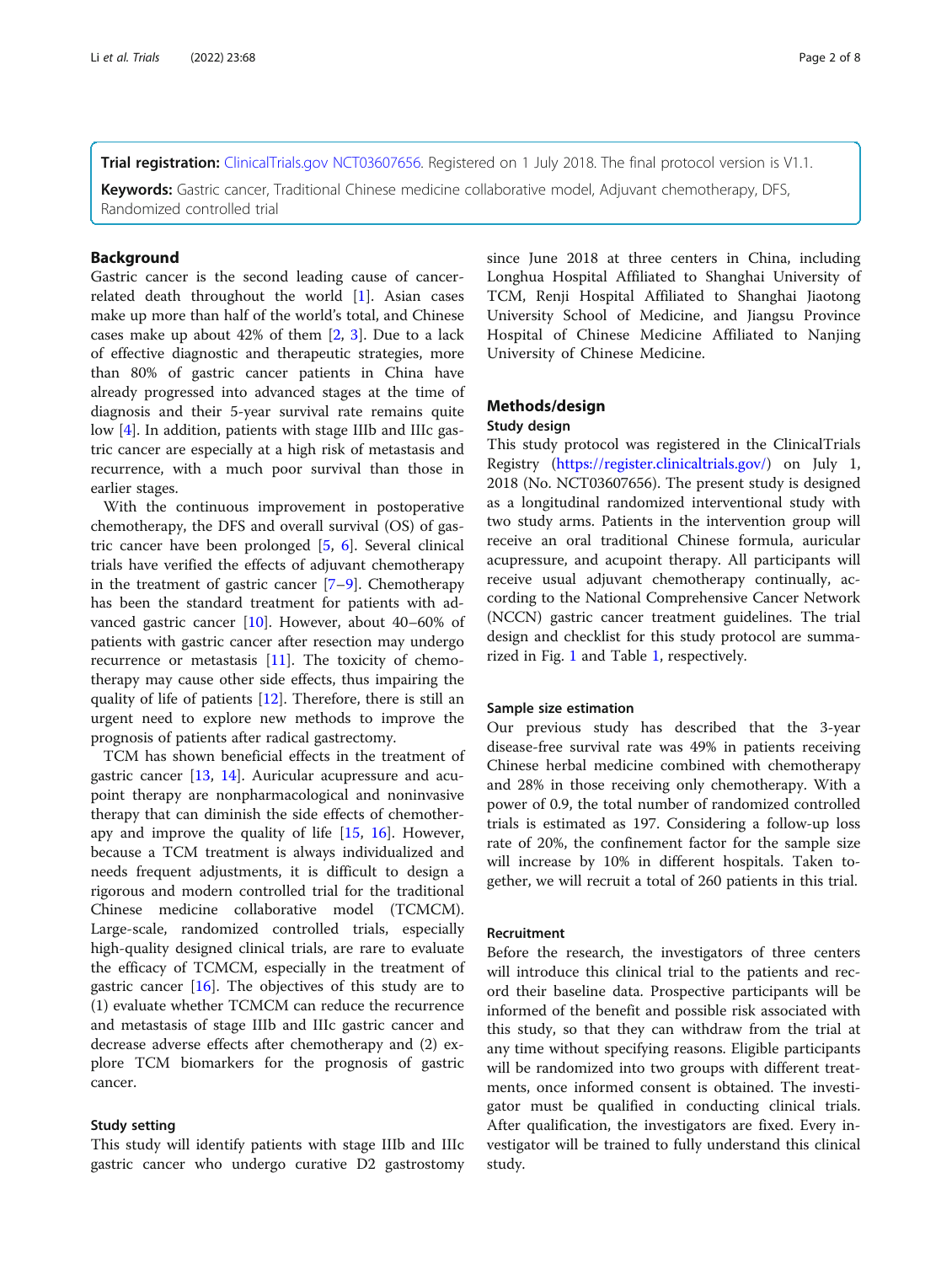**Trial registration:** ClinicalTrials.gov NCT03607656. Registered on 1 July 2018. The final protocol version is V1.1.

**Keywords:** Gastric cancer, Traditional Chinese medicine collaborative model, Adjuvant chemotherapy, DFS, Randomized controlled trial

## Background

Gastric cancer is the second leading cause of cancer-related death throughout the world [1]. Asian cases make up more than half of the world's total, and Chinese cases make up about 42% of them [2, 3]. Due to a lack of effective diagnostic and therapeutic strategies, more than 80% of gastric cancer patients in China have already progressed into advanced stages at the time of diagnosis and their 5-year survival rate remains quite low [4]. In addition, patients with stage IIIb and IIIc gastric cancer are especially at a high risk of metastasis and recurrence, with a much poor survival than those in earlier stages.

With the continuous improvement in postoperative chemotherapy, the DFS and overall survival (OS) of gastric cancer have been prolonged [5, 6]. Several clinical trials have verified the effects of adjuvant chemotherapy in the treatment of gastric cancer [7–9]. Chemotherapy has been the standard treatment for patients with advanced gastric cancer [10]. However, about 40–60% of patients with gastric cancer after resection may undergo recurrence or metastasis [11]. The toxicity of chemotherapy may cause other side effects, thus impairing the quality of life of patients [12]. Therefore, there is still an urgent need to explore new methods to improve the prognosis of patients after radical gastrectomy.

TCM has shown beneficial effects in the treatment of gastric cancer [13, 14]. Auricular acupressure and acupoint therapy are nonpharmacological and noninvasive therapy that can diminish the side effects of chemotherapy and improve the quality of life [15, 16]. However, because a TCM treatment is always individualized and needs frequent adjustments, it is difficult to design a rigorous and modern controlled trial for the traditional Chinese medicine collaborative model (TCMCM). Large-scale, randomized controlled trials, especially high-quality designed clinical trials, are rare to evaluate the efficacy of TCMCM, especially in the treatment of gastric cancer [16]. The objectives of this study are to (1) evaluate whether TCMCM can reduce the recurrence and metastasis of stage IIIb and IIIc gastric cancer and decrease adverse effects after chemotherapy and (2) explore TCM biomarkers for the prognosis of gastric cancer.

### Study setting

This study will identify patients with stage IIIb and IIIc gastric cancer who undergo curative D2 gastrostomy since June 2018 at three centers in China, including Longhua Hospital Affiliated to Shanghai University of TCM, Renji Hospital Affiliated to Shanghai Jiaotong University School of Medicine, and Jiangsu Province Hospital of Chinese Medicine Affiliated to Nanjing University of Chinese Medicine.

## Methods/design

### Study design

This study protocol was registered in the ClinicalTrials Registry (https://register.clinicaltrials.gov/) on July 1, 2018 (No. NCT03607656). The present study is designed as a longitudinal randomized interventional study with two study arms. Patients in the intervention group will receive an oral traditional Chinese formula, auricular acupressure, and acupoint therapy. All participants will receive usual adjuvant chemotherapy continually, according to the National Comprehensive Cancer Network (NCCN) gastric cancer treatment guidelines. The trial design and checklist for this study protocol are summarized in Fig. 1 and Table 1, respectively.

### Sample size estimation

Our previous study has described that the 3-year disease-free survival rate was 49% in patients receiving Chinese herbal medicine combined with chemotherapy and 28% in those receiving only chemotherapy. With a power of 0.9, the total number of randomized controlled trials is estimated as 197. Considering a follow-up loss rate of 20%, the confinement factor for the sample size will increase by 10% in different hospitals. Taken together, we will recruit a total of 260 patients in this trial.

### Recruitment

Before the research, the investigators of three centers will introduce this clinical trial to the patients and record their baseline data. Prospective participants will be informed of the benefit and possible risk associated with this study, so that they can withdraw from the trial at any time without specifying reasons. Eligible participants will be randomized into two groups with different treatments, once informed consent is obtained. The investigator must be qualified in conducting clinical trials. After qualification, the investigators are fixed. Every investigator will be trained to fully understand this clinical study.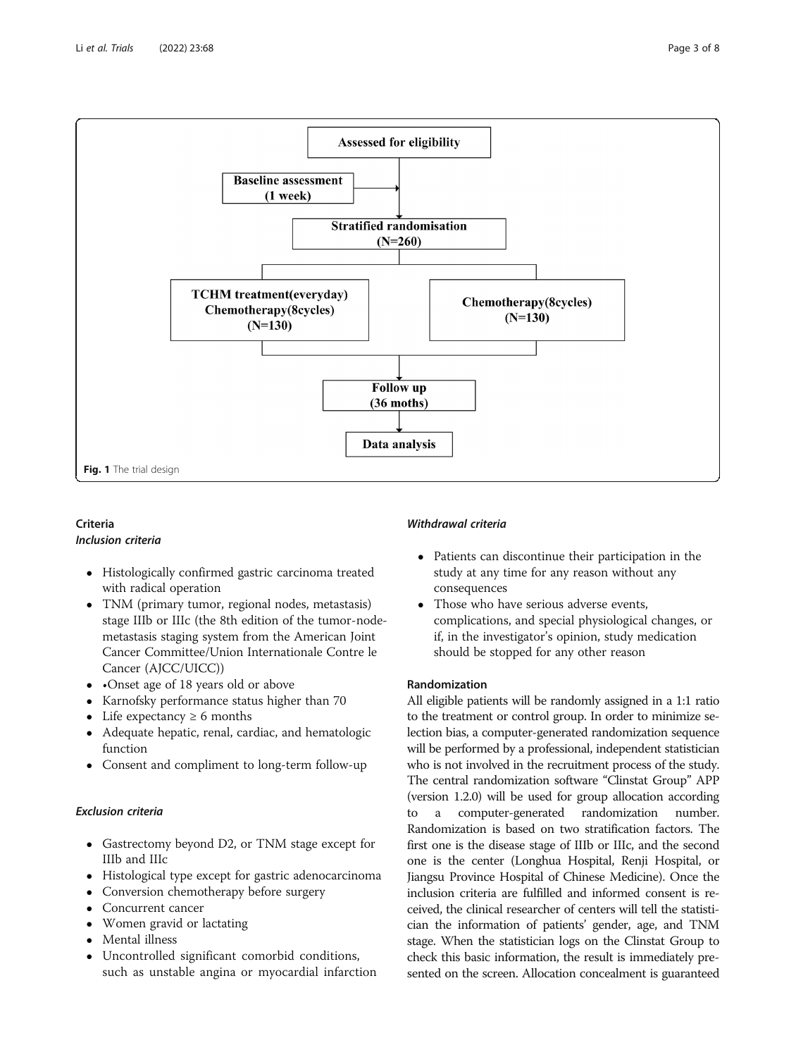Assessed for eligibility

Baseline assessment (1 week)

Stratified randomisation (N=260)

TCHM treatment(everyday) Chemotherapy(8cycles) (N=130)

Chemotherapy(8cycles) (N=130)

Follow up (36 moths)

Data analysis

**Fig. 1** The trial design

## Criteria

### *Inclusion criteria*

- Histologically confirmed gastric carcinoma treated with radical operation
- TNM (primary tumor, regional nodes, metastasis) stage IIIb or IIIc (the 8th edition of the tumor-node-metastasis staging system from the American Joint Cancer Committee/Union Internationale Contre le Cancer (AJCC/UICC))
- •Onset age of 18 years old or above
- Karnofsky performance status higher than 70
- Life expectancy ≥ 6 months
- Adequate hepatic, renal, cardiac, and hematologic function
- Consent and compliment to long-term follow-up

### *Exclusion criteria*

- Gastrectomy beyond D2, or TNM stage except for IIIb and IIIc
- Histological type except for gastric adenocarcinoma
- Conversion chemotherapy before surgery
- Concurrent cancer
- Women gravid or lactating
- Mental illness
- Uncontrolled significant comorbid conditions, such as unstable angina or myocardial infarction

### *Withdrawal criteria*

- Patients can discontinue their participation in the study at any time for any reason without any consequences
- Those who have serious adverse events, complications, and special physiological changes, or if, in the investigator's opinion, study medication should be stopped for any other reason

## Randomization

All eligible patients will be randomly assigned in a 1:1 ratio to the treatment or control group. In order to minimize selection bias, a computer-generated randomization sequence will be performed by a professional, independent statistician who is not involved in the recruitment process of the study. The central randomization software "Clinstat Group" APP (version 1.2.0) will be used for group allocation according to a computer-generated randomization number. Randomization is based on two stratification factors. The first one is the disease stage of IIIb or IIIc, and the second one is the center (Longhua Hospital, Renji Hospital, or Jiangsu Province Hospital of Chinese Medicine). Once the inclusion criteria are fulfilled and informed consent is received, the clinical researcher of centers will tell the statistician the information of patients' gender, age, and TNM stage. When the statistician logs on the Clinstat Group to check this basic information, the result is immediately presented on the screen. Allocation concealment is guaranteed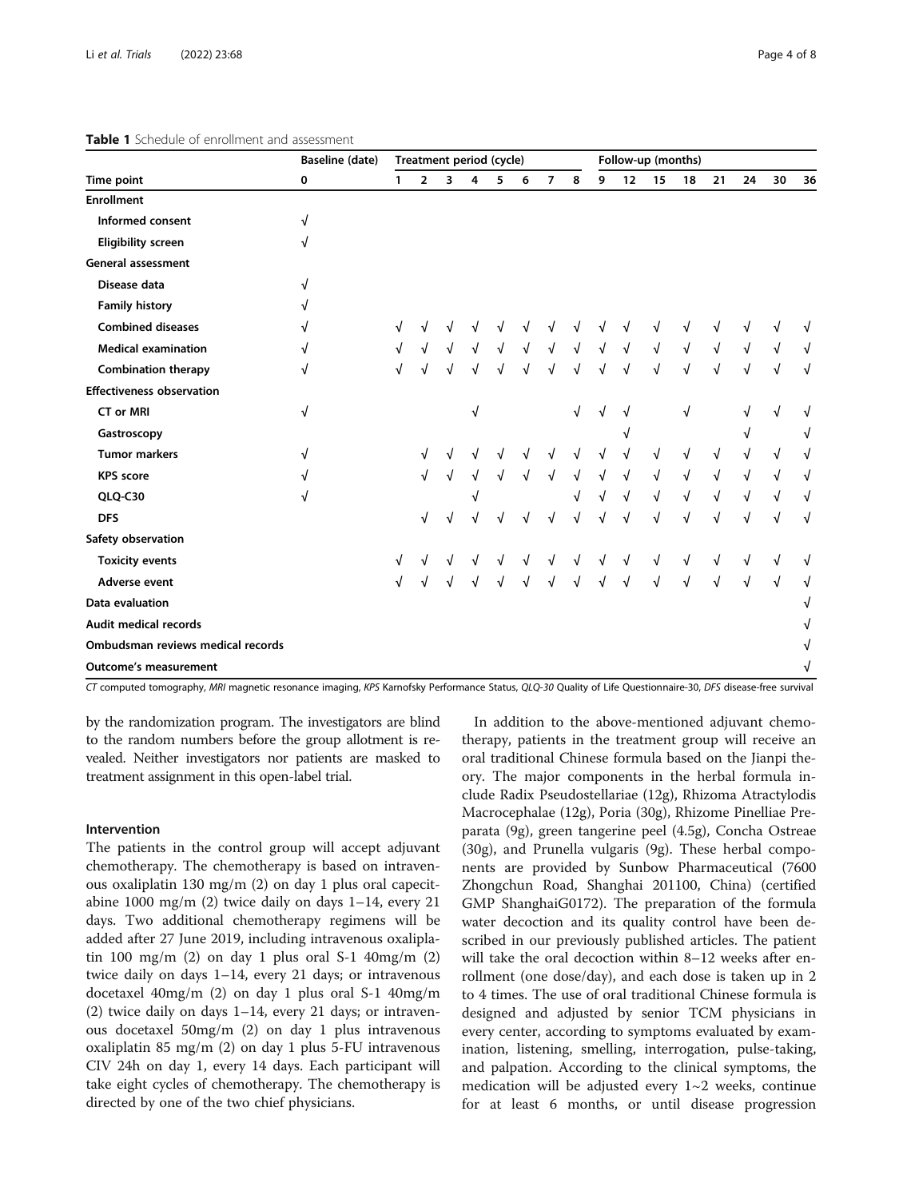**Table 1** Schedule of enrollment and assessment

| | Baseline (date) | Treatment period (cycle) | | | | | | | | Follow-up (months) | | | | | | | |
|---|---|---|---|---|---|---|---|---|---|---|---|---|---|---|---|---|---|
| **Time point** | **0** | **1** | **2** | **3** | **4** | **5** | **6** | **7** | **8** | **9** | **12** | **15** | **18** | **21** | **24** | **30** | **36** |
| **Enrollment** | | | | | | | | | | | | | | | | | |
| **Informed consent** | √ | | | | | | | | | | | | | | | | |
| **Eligibility screen** | √ | | | | | | | | | | | | | | | | |
| **General assessment** | | | | | | | | | | | | | | | | | |
| **Disease data** | √ | | | | | | | | | | | | | | | | |
| **Family history** | √ | | | | | | | | | | | | | | | | |
| **Combined diseases** | √ | √ | √ | √ | √ | √ | √ | √ | √ | √ | √ | √ | √ | √ | √ | √ | √ |
| **Medical examination** | √ | √ | √ | √ | √ | √ | √ | √ | √ | √ | √ | √ | √ | √ | √ | √ | √ |
| **Combination therapy** | √ | √ | √ | √ | √ | √ | √ | √ | √ | √ | √ | √ | √ | √ | √ | √ | √ |
| **Effectiveness observation** | | | | | | | | | | | | | | | | | |
| **CT or MRI** | √ | | | | √ | | | | √ | √ | √ | | √ | | √ | √ | √ |
| **Gastroscopy** | | | | | | | | | | | √ | | | | √ | | √ |
| **Tumor markers** | √ | | √ | √ | √ | √ | √ | √ | √ | √ | √ | √ | √ | √ | √ | √ | √ |
| **KPS score** | √ | | √ | √ | √ | √ | √ | √ | √ | √ | √ | √ | √ | √ | √ | √ | √ |
| **QLQ-C30** | √ | | | | √ | | | | √ | √ | √ | √ | √ | √ | √ | √ | √ |
| **DFS** | | | √ | √ | √ | √ | √ | √ | √ | √ | √ | √ | √ | √ | √ | √ | √ |
| **Safety observation** | | | | | | | | | | | | | | | | | |
| **Toxicity events** | | √ | √ | √ | √ | √ | √ | √ | √ | √ | √ | √ | √ | √ | √ | √ | √ |
| **Adverse event** | | √ | √ | √ | √ | √ | √ | √ | √ | √ | √ | √ | √ | √ | √ | √ | √ |
| **Data evaluation** | | | | | | | | | | | | | | | | | √ |
| **Audit medical records** | | | | | | | | | | | | | | | | | √ |
| **Ombudsman reviews medical records** | | | | | | | | | | | | | | | | | √ |
| **Outcome's measurement** | | | | | | | | | | | | | | | | | √ |

*CT* computed tomography, *MRI* magnetic resonance imaging, *KPS* Karnofsky Performance Status, *QLQ-30* Quality of Life Questionnaire-30, *DFS* disease-free survival

by the randomization program. The investigators are blind to the random numbers before the group allotment is revealed. Neither investigators nor patients are masked to treatment assignment in this open-label trial.

### Intervention

The patients in the control group will accept adjuvant chemotherapy. The chemotherapy is based on intravenous oxaliplatin 130 mg/m (2) on day 1 plus oral capecitabine 1000 mg/m (2) twice daily on days 1–14, every 21 days. Two additional chemotherapy regimens will be added after 27 June 2019, including intravenous oxaliplatin 100 mg/m (2) on day 1 plus oral S-1 40mg/m (2) twice daily on days 1–14, every 21 days; or intravenous docetaxel 40mg/m (2) on day 1 plus oral S-1 40mg/m (2) twice daily on days 1–14, every 21 days; or intravenous docetaxel 50mg/m (2) on day 1 plus intravenous oxaliplatin 85 mg/m (2) on day 1 plus 5-FU intravenous CIV 24h on day 1, every 14 days. Each participant will take eight cycles of chemotherapy. The chemotherapy is directed by one of the two chief physicians.

In addition to the above-mentioned adjuvant chemotherapy, patients in the treatment group will receive an oral traditional Chinese formula based on the Jianpi theory. The major components in the herbal formula include Radix Pseudostellariae (12g), Rhizoma Atractylodis Macrocephalae (12g), Poria (30g), Rhizome Pinelliae Preparata (9g), green tangerine peel (4.5g), Concha Ostreae (30g), and Prunella vulgaris (9g). These herbal components are provided by Sunbow Pharmaceutical (7600 Zhongchun Road, Shanghai 201100, China) (certified GMP ShanghaiG0172). The preparation of the formula water decoction and its quality control have been described in our previously published articles. The patient will take the oral decoction within 8–12 weeks after enrollment (one dose/day), and each dose is taken up in 2 to 4 times. The use of oral traditional Chinese formula is designed and adjusted by senior TCM physicians in every center, according to symptoms evaluated by examination, listening, smelling, interrogation, pulse-taking, and palpation. According to the clinical symptoms, the medication will be adjusted every 1~2 weeks, continue for at least 6 months, or until disease progression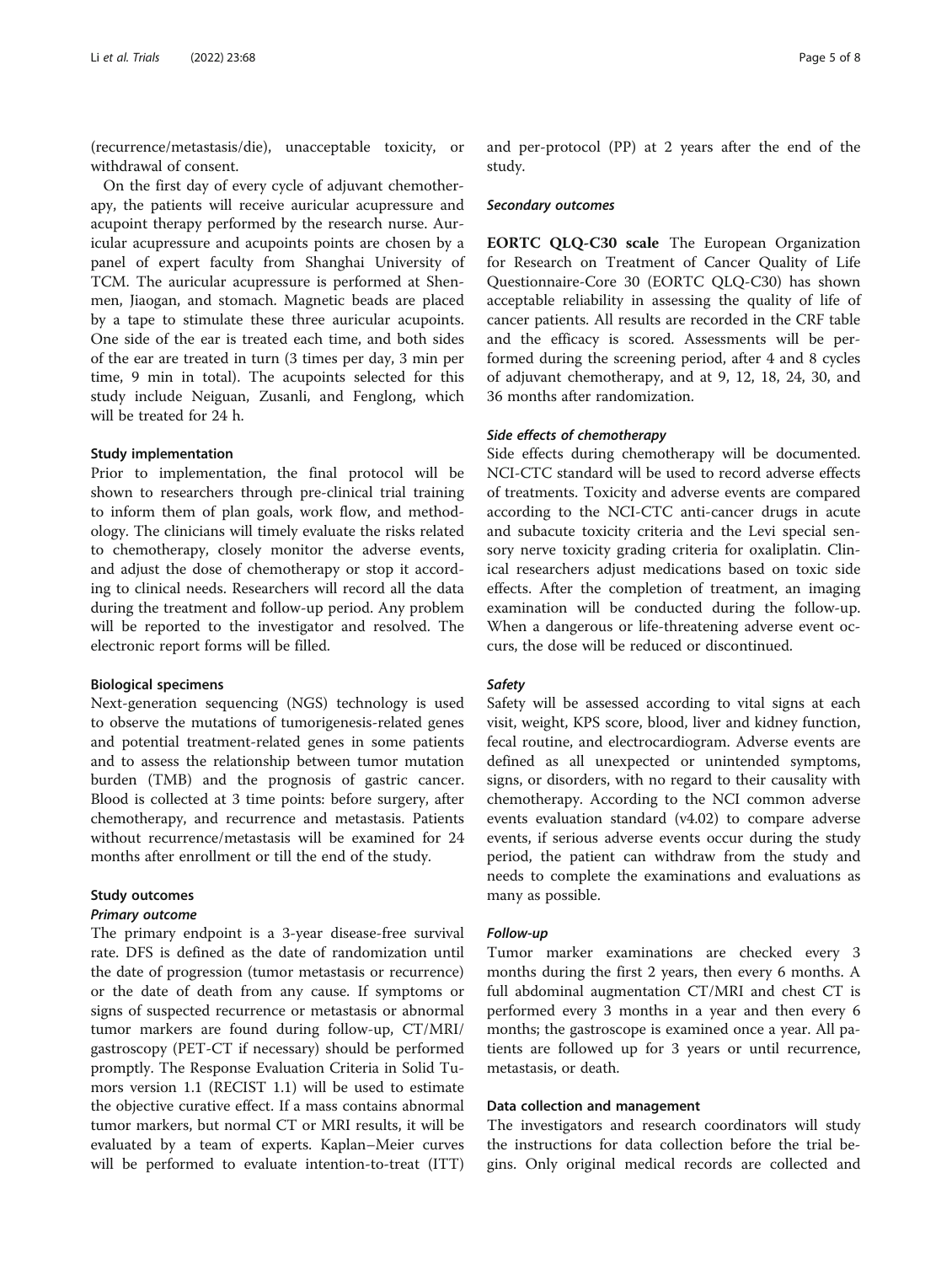(recurrence/metastasis/die), unacceptable toxicity, or withdrawal of consent.

On the first day of every cycle of adjuvant chemotherapy, the patients will receive auricular acupressure and acupoint therapy performed by the research nurse. Auricular acupressure and acupoints points are chosen by a panel of expert faculty from Shanghai University of TCM. The auricular acupressure is performed at Shenmen, Jiaogan, and stomach. Magnetic beads are placed by a tape to stimulate these three auricular acupoints. One side of the ear is treated each time, and both sides of the ear are treated in turn (3 times per day, 3 min per time, 9 min in total). The acupoints selected for this study include Neiguan, Zusanli, and Fenglong, which will be treated for 24 h.

### Study implementation

Prior to implementation, the final protocol will be shown to researchers through pre-clinical trial training to inform them of plan goals, work flow, and methodology. The clinicians will timely evaluate the risks related to chemotherapy, closely monitor the adverse events, and adjust the dose of chemotherapy or stop it according to clinical needs. Researchers will record all the data during the treatment and follow-up period. Any problem will be reported to the investigator and resolved. The electronic report forms will be filled.

### Biological specimens

Next-generation sequencing (NGS) technology is used to observe the mutations of tumorigenesis-related genes and potential treatment-related genes in some patients and to assess the relationship between tumor mutation burden (TMB) and the prognosis of gastric cancer. Blood is collected at 3 time points: before surgery, after chemotherapy, and recurrence and metastasis. Patients without recurrence/metastasis will be examined for 24 months after enrollment or till the end of the study.

### Study outcomes

#### *Primary outcome*

The primary endpoint is a 3-year disease-free survival rate. DFS is defined as the date of randomization until the date of progression (tumor metastasis or recurrence) or the date of death from any cause. If symptoms or signs of suspected recurrence or metastasis or abnormal tumor markers are found during follow-up, CT/MRI/gastroscopy (PET-CT if necessary) should be performed promptly. The Response Evaluation Criteria in Solid Tumors version 1.1 (RECIST 1.1) will be used to estimate the objective curative effect. If a mass contains abnormal tumor markers, but normal CT or MRI results, it will be evaluated by a team of experts. Kaplan–Meier curves will be performed to evaluate intention-to-treat (ITT) and per-protocol (PP) at 2 years after the end of the study.

#### *Secondary outcomes*

**EORTC QLQ-C30 scale** The European Organization for Research on Treatment of Cancer Quality of Life Questionnaire-Core 30 (EORTC QLQ-C30) has shown acceptable reliability in assessing the quality of life of cancer patients. All results are recorded in the CRF table and the efficacy is scored. Assessments will be performed during the screening period, after 4 and 8 cycles of adjuvant chemotherapy, and at 9, 12, 18, 24, 30, and 36 months after randomization.

#### *Side effects of chemotherapy*

Side effects during chemotherapy will be documented. NCI-CTC standard will be used to record adverse effects of treatments. Toxicity and adverse events are compared according to the NCI-CTC anti-cancer drugs in acute and subacute toxicity criteria and the Levi special sensory nerve toxicity grading criteria for oxaliplatin. Clinical researchers adjust medications based on toxic side effects. After the completion of treatment, an imaging examination will be conducted during the follow-up. When a dangerous or life-threatening adverse event occurs, the dose will be reduced or discontinued.

#### *Safety*

Safety will be assessed according to vital signs at each visit, weight, KPS score, blood, liver and kidney function, fecal routine, and electrocardiogram. Adverse events are defined as all unexpected or unintended symptoms, signs, or disorders, with no regard to their causality with chemotherapy. According to the NCI common adverse events evaluation standard (v4.02) to compare adverse events, if serious adverse events occur during the study period, the patient can withdraw from the study and needs to complete the examinations and evaluations as many as possible.

#### *Follow-up*

Tumor marker examinations are checked every 3 months during the first 2 years, then every 6 months. A full abdominal augmentation CT/MRI and chest CT is performed every 3 months in a year and then every 6 months; the gastroscope is examined once a year. All patients are followed up for 3 years or until recurrence, metastasis, or death.

### Data collection and management

The investigators and research coordinators will study the instructions for data collection before the trial begins. Only original medical records are collected and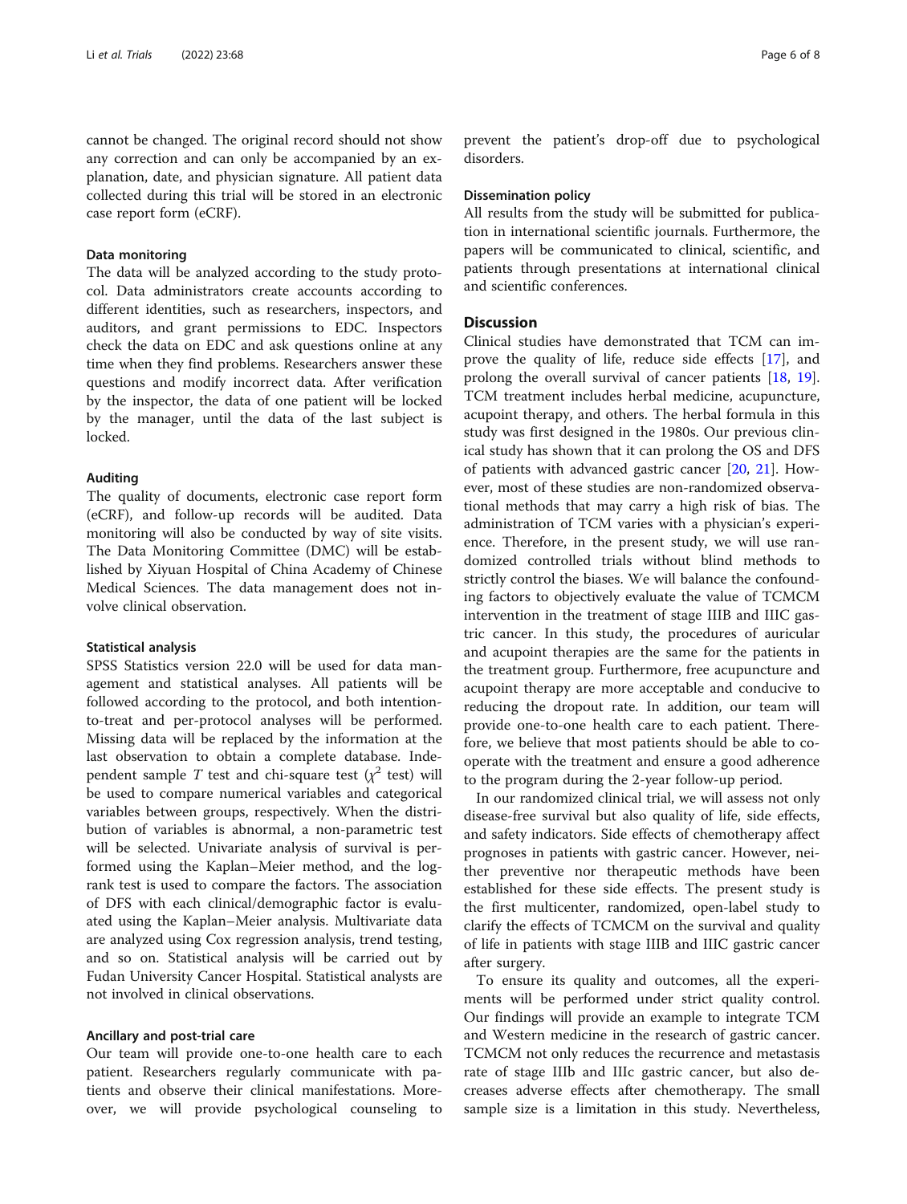cannot be changed. The original record should not show any correction and can only be accompanied by an explanation, date, and physician signature. All patient data collected during this trial will be stored in an electronic case report form (eCRF).

### Data monitoring

The data will be analyzed according to the study protocol. Data administrators create accounts according to different identities, such as researchers, inspectors, and auditors, and grant permissions to EDC. Inspectors check the data on EDC and ask questions online at any time when they find problems. Researchers answer these questions and modify incorrect data. After verification by the inspector, the data of one patient will be locked by the manager, until the data of the last subject is locked.

### Auditing

The quality of documents, electronic case report form (eCRF), and follow-up records will be audited. Data monitoring will also be conducted by way of site visits. The Data Monitoring Committee (DMC) will be established by Xiyuan Hospital of China Academy of Chinese Medical Sciences. The data management does not involve clinical observation.

### Statistical analysis

SPSS Statistics version 22.0 will be used for data management and statistical analyses. All patients will be followed according to the protocol, and both intention-to-treat and per-protocol analyses will be performed. Missing data will be replaced by the information at the last observation to obtain a complete database. Independent sample $T$ test and chi-square test ($\chi^2$ test) will be used to compare numerical variables and categorical variables between groups, respectively. When the distribution of variables is abnormal, a non-parametric test will be selected. Univariate analysis of survival is performed using the Kaplan–Meier method, and the log-rank test is used to compare the factors. The association of DFS with each clinical/demographic factor is evaluated using the Kaplan–Meier analysis. Multivariate data are analyzed using Cox regression analysis, trend testing, and so on. Statistical analysis will be carried out by Fudan University Cancer Hospital. Statistical analysts are not involved in clinical observations.

### Ancillary and post-trial care

Our team will provide one-to-one health care to each patient. Researchers regularly communicate with patients and observe their clinical manifestations. Moreover, we will provide psychological counseling to prevent the patient's drop-off due to psychological disorders.

### Dissemination policy

All results from the study will be submitted for publication in international scientific journals. Furthermore, the papers will be communicated to clinical, scientific, and patients through presentations at international clinical and scientific conferences.

## Discussion

Clinical studies have demonstrated that TCM can improve the quality of life, reduce side effects [17], and prolong the overall survival of cancer patients [18, 19]. TCM treatment includes herbal medicine, acupuncture, acupoint therapy, and others. The herbal formula in this study was first designed in the 1980s. Our previous clinical study has shown that it can prolong the OS and DFS of patients with advanced gastric cancer [20, 21]. However, most of these studies are non-randomized observational methods that may carry a high risk of bias. The administration of TCM varies with a physician's experience. Therefore, in the present study, we will use randomized controlled trials without blind methods to strictly control the biases. We will balance the confounding factors to objectively evaluate the value of TCMCM intervention in the treatment of stage IIIB and IIIC gastric cancer. In this study, the procedures of auricular and acupoint therapies are the same for the patients in the treatment group. Furthermore, free acupuncture and acupoint therapy are more acceptable and conducive to reducing the dropout rate. In addition, our team will provide one-to-one health care to each patient. Therefore, we believe that most patients should be able to cooperate with the treatment and ensure a good adherence to the program during the 2-year follow-up period.

In our randomized clinical trial, we will assess not only disease-free survival but also quality of life, side effects, and safety indicators. Side effects of chemotherapy affect prognoses in patients with gastric cancer. However, neither preventive nor therapeutic methods have been established for these side effects. The present study is the first multicenter, randomized, open-label study to clarify the effects of TCMCM on the survival and quality of life in patients with stage IIIB and IIIC gastric cancer after surgery.

To ensure its quality and outcomes, all the experiments will be performed under strict quality control. Our findings will provide an example to integrate TCM and Western medicine in the research of gastric cancer. TCMCM not only reduces the recurrence and metastasis rate of stage IIIb and IIIc gastric cancer, but also decreases adverse effects after chemotherapy. The small sample size is a limitation in this study. Nevertheless,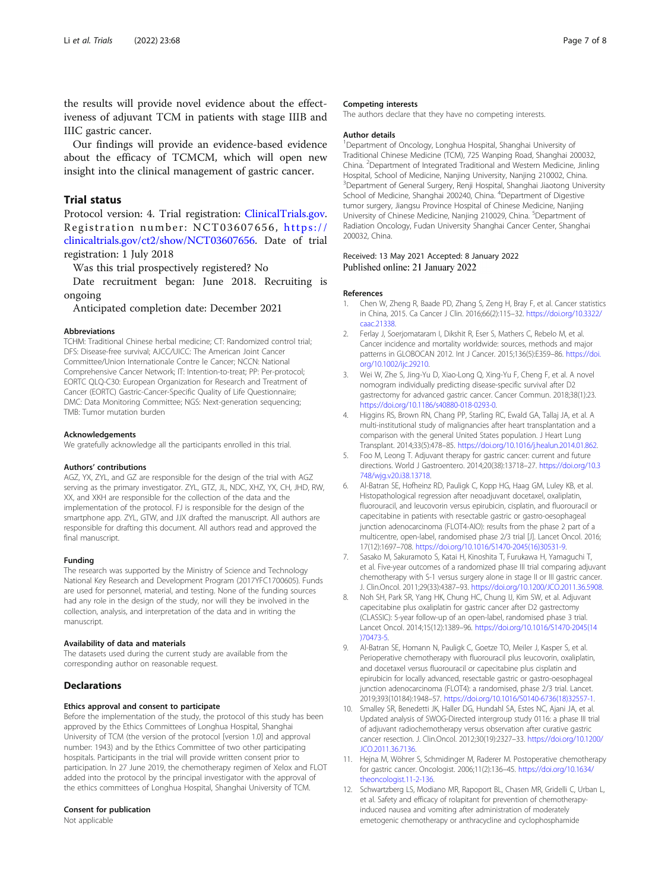the results will provide novel evidence about the effectiveness of adjuvant TCM in patients with stage IIIB and IIIC gastric cancer.

Our findings will provide an evidence-based evidence about the efficacy of TCMCM, which will open new insight into the clinical management of gastric cancer.

## Trial status

Protocol version: 4. Trial registration: ClinicalTrials.gov. Registration number: NCT03607656, https://clinicaltrials.gov/ct2/show/NCT03607656. Date of trial registration: 1 July 2018

Was this trial prospectively registered? No

Date recruitment began: June 2018. Recruiting is ongoing

Anticipated completion date: December 2021

### Abbreviations

TCHM: Traditional Chinese herbal medicine; CT: Randomized control trial; DFS: Disease-free survival; AJCC/UICC: The American Joint Cancer Committee/Union Internationale Contre le Cancer; NCCN: National Comprehensive Cancer Network; IT: Intention-to-treat; PP: Per-protocol; EORTC QLQ-C30: European Organization for Research and Treatment of Cancer (EORTC) Gastric-Cancer-Specific Quality of Life Questionnaire; DMC: Data Monitoring Committee; NGS: Next-generation sequencing; TMB: Tumor mutation burden

### Acknowledgements

We gratefully acknowledge all the participants enrolled in this trial.

### Authors' contributions

AGZ, YX, ZYL, and GZ are responsible for the design of the trial with AGZ serving as the primary investigator. ZYL, GTZ, JL, NDC, XHZ, YX, CH, JHD, RW, XX, and XKH are responsible for the collection of the data and the implementation of the protocol. FJ is responsible for the design of the smartphone app. ZYL, GTW, and JJX drafted the manuscript. All authors are responsible for drafting this document. All authors read and approved the final manuscript.

### Funding

The research was supported by the Ministry of Science and Technology National Key Research and Development Program (2017YFC1700605). Funds are used for personnel, material, and testing. None of the funding sources had any role in the design of the study, nor will they be involved in the collection, analysis, and interpretation of the data and in writing the manuscript.

### Availability of data and materials

The datasets used during the current study are available from the corresponding author on reasonable request.

## Declarations

### Ethics approval and consent to participate

Before the implementation of the study, the protocol of this study has been approved by the Ethics Committees of Longhua Hospital, Shanghai University of TCM (the version of the protocol [version 1.0] and approval number: 1943) and by the Ethics Committee of two other participating hospitals. Participants in the trial will provide written consent prior to participation. In 27 June 2019, the chemotherapy regimen of Xelox and FLOT added into the protocol by the principal investigator with the approval of the ethics committees of Longhua Hospital, Shanghai University of TCM.

### Consent for publication

Not applicable

### Competing interests

The authors declare that they have no competing interests.

### Author details

[1]Department of Oncology, Longhua Hospital, Shanghai University of Traditional Chinese Medicine (TCM), 725 Wanping Road, Shanghai 200032, China. [2]Department of Integrated Traditional and Western Medicine, Jinling Hospital, School of Medicine, Nanjing University, Nanjing 210002, China. [3]Department of General Surgery, Renji Hospital, Shanghai Jiaotong University School of Medicine, Shanghai 200240, China. [4]Department of Digestive tumor surgery, Jiangsu Province Hospital of Chinese Medicine, Nanjing University of Chinese Medicine, Nanjing 210029, China. [5]Department of Radiation Oncology, Fudan University Shanghai Cancer Center, Shanghai 200032, China.

Received: 13 May 2021 Accepted: 8 January 2022
Published online: 21 January 2022

### References

1. Chen W, Zheng R, Baade PD, Zhang S, Zeng H, Bray F, et al. Cancer statistics in China, 2015. Ca Cancer J Clin. 2016;66(2):115–32. https://doi.org/10.3322/caac.21338.
2. Ferlay J, Soerjomataram I, Dikshit R, Eser S, Mathers C, Rebelo M, et al. Cancer incidence and mortality worldwide: sources, methods and major patterns in GLOBOCAN 2012. Int J Cancer. 2015;136(5):E359–86. https://doi.org/10.1002/ijc.29210.
3. Wei W, Zhe S, Jing-Yu D, Xiao-Long Q, Xing-Yu F, Cheng F, et al. A novel nomogram individually predicting disease-specific survival after D2 gastrectomy for advanced gastric cancer. Cancer Commun. 2018;38(1):23. https://doi.org/10.1186/s40880-018-0293-0.
4. Higgins RS, Brown RN, Chang PP, Starling RC, Ewald GA, Tallaj JA, et al. A multi-institutional study of malignancies after heart transplantation and a comparison with the general United States population. J Heart Lung Transplant. 2014;33(5):478–85. https://doi.org/10.1016/j.healun.2014.01.862.
5. Foo M, Leong T. Adjuvant therapy for gastric cancer: current and future directions. World J Gastroentero. 2014;20(38):13718–27. https://doi.org/10.3748/wjg.v20.i38.13718.
6. Al-Batran SE, Hofheinz RD, Pauligk C, Kopp HG, Haag GM, Luley KB, et al. Histopathological regression after neoadjuvant docetaxel, oxaliplatin, fluorouracil, and leucovorin versus epirubicin, cisplatin, and fluorouracil or capecitabine in patients with resectable gastric or gastro-oesophageal junction adenocarcinoma (FLOT4-AIO): results from the phase 2 part of a multicentre, open-label, randomised phase 2/3 trial [J]. Lancet Oncol. 2016; 17(12):1697–708. https://doi.org/10.1016/S1470-2045(16)30531-9.
7. Sasako M, Sakuramoto S, Katai H, Kinoshita T, Furukawa H, Yamaguchi T, et al. Five-year outcomes of a randomized phase III trial comparing adjuvant chemotherapy with S-1 versus surgery alone in stage II or III gastric cancer. J. Clin.Oncol. 2011;29(33):4387–93. https://doi.org/10.1200/JCO.2011.36.5908.
8. Noh SH, Park SR, Yang HK, Chung HC, Chung IJ, Kim SW, et al. Adjuvant capecitabine plus oxaliplatin for gastric cancer after D2 gastrectomy (CLASSIC): 5-year follow-up of an open-label, randomised phase 3 trial. Lancet Oncol. 2014;15(12):1389–96. https://doi.org/10.1016/S1470-2045(14)70473-5.
9. Al-Batran SE, Homann N, Pauligk C, Goetze TO, Meiler J, Kasper S, et al. Perioperative chemotherapy with fluorouracil plus leucovorin, oxaliplatin, and docetaxel versus fluorouracil or capecitabine plus cisplatin and epirubicin for locally advanced, resectable gastric or gastro-oesophageal junction adenocarcinoma (FLOT4): a randomised, phase 2/3 trial. Lancet. 2019;393(10184):1948–57. https://doi.org/10.1016/S0140-6736(18)32557-1.
10. Smalley SR, Benedetti JK, Haller DG, Hundahl SA, Estes NC, Ajani JA, et al. Updated analysis of SWOG-Directed intergroup study 0116: a phase III trial of adjuvant radiochemotherapy versus observation after curative gastric cancer resection. J. Clin.Oncol. 2012;30(19):2327–33. https://doi.org/10.1200/JCO.2011.36.7136.
11. Hejna M, Wöhrer S, Schmidinger M, Raderer M. Postoperative chemotherapy for gastric cancer. Oncologist. 2006;11(2):136–45. https://doi.org/10.1634/theoncologist.11-2-136.
12. Schwartzberg LS, Modiano MR, Rapoport BL, Chasen MR, Gridelli C, Urban L, et al. Safety and efficacy of rolapitant for prevention of chemotherapy-induced nausea and vomiting after administration of moderately emetogenic chemotherapy or anthracycline and cyclophosphamide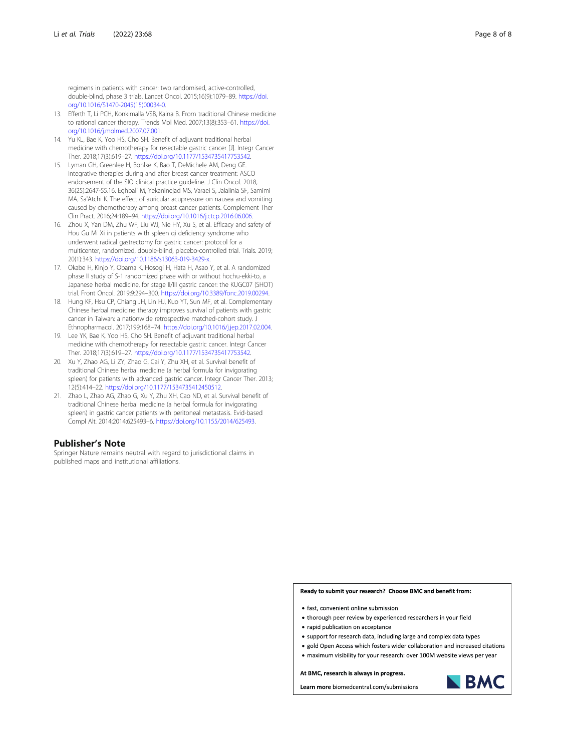regimens in patients with cancer: two randomised, active-controlled, double-blind, phase 3 trials. Lancet Oncol. 2015;16(9):1079–89. https://doi.org/10.1016/S1470-2045(15)00034-0.

13. Efferth T, Li PCH, Konkimalla VSB, Kaina B. From traditional Chinese medicine to rational cancer therapy. Trends Mol Med. 2007;13(8):353–61. https://doi.org/10.1016/j.molmed.2007.07.001.
14. Yu KL, Bae K, Yoo HS, Cho SH. Benefit of adjuvant traditional herbal medicine with chemotherapy for resectable gastric cancer [J]. Integr Cancer Ther. 2018;17(3):619–27. https://doi.org/10.1177/1534735417753542.
15. Lyman GH, Greenlee H, Bohlke K, Bao T, DeMichele AM, Deng GE. Integrative therapies during and after breast cancer treatment: ASCO endorsement of the SIO clinical practice guideline. J Clin Oncol. 2018, 36(25):2647-55.16. Eghbali M, Yekaninejad MS, Varaei S, Jalalinia SF, Samimi MA, Sa'Atchi K. The effect of auricular acupressure on nausea and vomiting caused by chemotherapy among breast cancer patients. Complement Ther Clin Pract. 2016;24:189–94. https://doi.org/10.1016/j.ctcp.2016.06.006.
16. Zhou X, Yan DM, Zhu WF, Liu WJ, Nie HY, Xu S, et al. Efficacy and safety of Hou Gu Mi Xi in patients with spleen qi deficiency syndrome who underwent radical gastrectomy for gastric cancer: protocol for a multicenter, randomized, double-blind, placebo-controlled trial. Trials. 2019; 20(1):343. https://doi.org/10.1186/s13063-019-3429-x.
17. Okabe H, Kinjo Y, Obama K, Hosogi H, Hata H, Asao Y, et al. A randomized phase II study of S-1 randomized phase with or without hochu-ekki-to, a Japanese herbal medicine, for stage II/III gastric cancer: the KUGC07 (SHOT) trial. Front Oncol. 2019;9:294–300. https://doi.org/10.3389/fonc.2019.00294.
18. Hung KF, Hsu CP, Chiang JH, Lin HJ, Kuo YT, Sun MF, et al. Complementary Chinese herbal medicine therapy improves survival of patients with gastric cancer in Taiwan: a nationwide retrospective matched-cohort study. J Ethnopharmacol. 2017;199:168–74. https://doi.org/10.1016/j.jep.2017.02.004.
19. Lee YK, Bae K, Yoo HS, Cho SH. Benefit of adjuvant traditional herbal medicine with chemotherapy for resectable gastric cancer. Integr Cancer Ther. 2018;17(3):619–27. https://doi.org/10.1177/1534735417753542.
20. Xu Y, Zhao AG, Li ZY, Zhao G, Cai Y, Zhu XH, et al. Survival benefit of traditional Chinese herbal medicine (a herbal formula for invigorating spleen) for patients with advanced gastric cancer. Integr Cancer Ther. 2013; 12(5):414–22. https://doi.org/10.1177/1534735412450512.
21. Zhao L, Zhao AG, Zhao G, Xu Y, Zhu XH, Cao ND, et al. Survival benefit of traditional Chinese herbal medicine (a herbal formula for invigorating spleen) in gastric cancer patients with peritoneal metastasis. Evid-based Compl Alt. 2014;2014:625493–6. https://doi.org/10.1155/2014/625493.

## Publisher's Note

Springer Nature remains neutral with regard to jurisdictional claims in published maps and institutional affiliations.

**Ready to submit your research? Choose BMC and benefit from:**

- fast, convenient online submission
- thorough peer review by experienced researchers in your field
- rapid publication on acceptance
- support for research data, including large and complex data types
- gold Open Access which fosters wider collaboration and increased citations
- maximum visibility for your research: over 100M website views per year

**At BMC, research is always in progress.**

**Learn more** biomedcentral.com/submissions

BMC